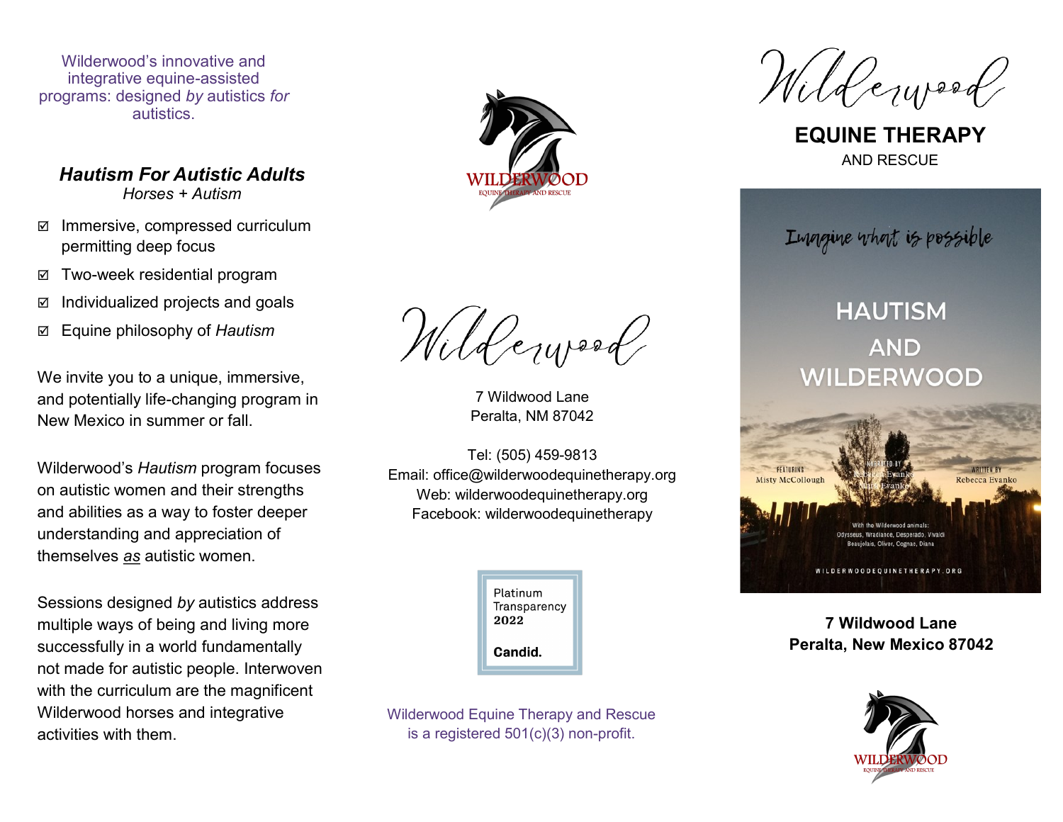Wilderwood's innovative and integrative equine-assisted programs: designed *by* autistics *for* autistics.

### ***Hautism For Autistic Adults***

*Horses + Autism*

- ☑ Immersive, compressed curriculum permitting deep focus
- ☑ Two-week residential program
- ☑ Individualized projects and goals
- ☑ Equine philosophy of *Hautism*

We invite you to a unique, immersive, and potentially life-changing program in New Mexico in summer or fall.

Wilderwood's *Hautism* program focuses on autistic women and their strengths and abilities as a way to foster deeper understanding and appreciation of themselves *as* autistic women.

Sessions designed *by* autistics address multiple ways of being and living more successfully in a world fundamentally not made for autistic people. Interwoven with the curriculum are the magnificent Wilderwood horses and integrative activities with them.

WILDERWOOD
EQUINE THERAPY AND RESCUE

Wilderwood

7 Wildwood Lane
Peralta, NM 87042

Tel: (505) 459-9813
Email: office@wilderwoodequinetherapy.org
Web: wilderwoodequinetherapy.org
Facebook: wilderwoodequinetherapy

Platinum Transparency **2022**
**Candid.**

Wilderwood Equine Therapy and Rescue is a registered 501(c)(3) non-profit.

# Wilderwood

## EQUINE THERAPY

AND RESCUE

Imagine what is possible

HAUTISM AND WILDERWOOD

FEATURING Misty McCollough

NARRATED BY Rebecca Evanko, Misty Evanko

WRITTEN BY Rebecca Evanko

With the Wilderwood animals: Odysseus, Wradiance, Desperado, Vivaldi, Beaujolais, Oliver, Cognac, Diana

WILDERWOODEQUINETHERAPY.ORG

**7 Wildwood Lane**
**Peralta, New Mexico 87042**

WILDERWOOD
EQUINE THERAPY AND RESCUE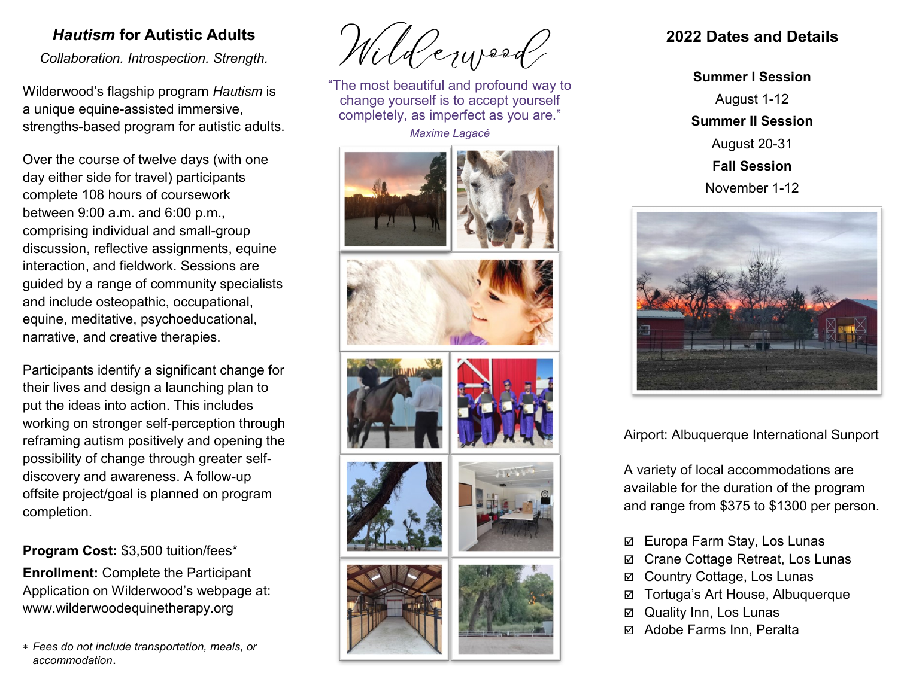## *Hautism* for Autistic Adults

*Collaboration. Introspection. Strength.*

Wilderwood's flagship program *Hautism* is a unique equine-assisted immersive, strengths-based program for autistic adults.

Over the course of twelve days (with one day either side for travel) participants complete 108 hours of coursework between 9:00 a.m. and 6:00 p.m., comprising individual and small-group discussion, reflective assignments, equine interaction, and fieldwork. Sessions are guided by a range of community specialists and include osteopathic, occupational, equine, meditative, psychoeducational, narrative, and creative therapies.

Participants identify a significant change for their lives and design a launching plan to put the ideas into action. This includes working on stronger self-perception through reframing autism positively and opening the possibility of change through greater self-discovery and awareness. A follow-up offsite project/goal is planned on program completion.

**Program Cost:** $3,500 tuition/fees*

**Enrollment:** Complete the Participant Application on Wilderwood's webpage at: www.wilderwoodequinetherapy.org

* *Fees do not include transportation, meals, or accommodation.*

Wilderwood

"The most beautiful and profound way to change yourself is to accept yourself completely, as imperfect as you are."

*Maxime Lagacé*

## 2022 Dates and Details

**Summer I Session**
August 1-12

**Summer II Session**
August 20-31

**Fall Session**
November 1-12

Airport: Albuquerque International Sunport

A variety of local accommodations are available for the duration of the program and range from $375 to $1300 per person.

- ☑ Europa Farm Stay, Los Lunas
- ☑ Crane Cottage Retreat, Los Lunas
- ☑ Country Cottage, Los Lunas
- ☑ Tortuga's Art House, Albuquerque
- ☑ Quality Inn, Los Lunas
- ☑ Adobe Farms Inn, Peralta